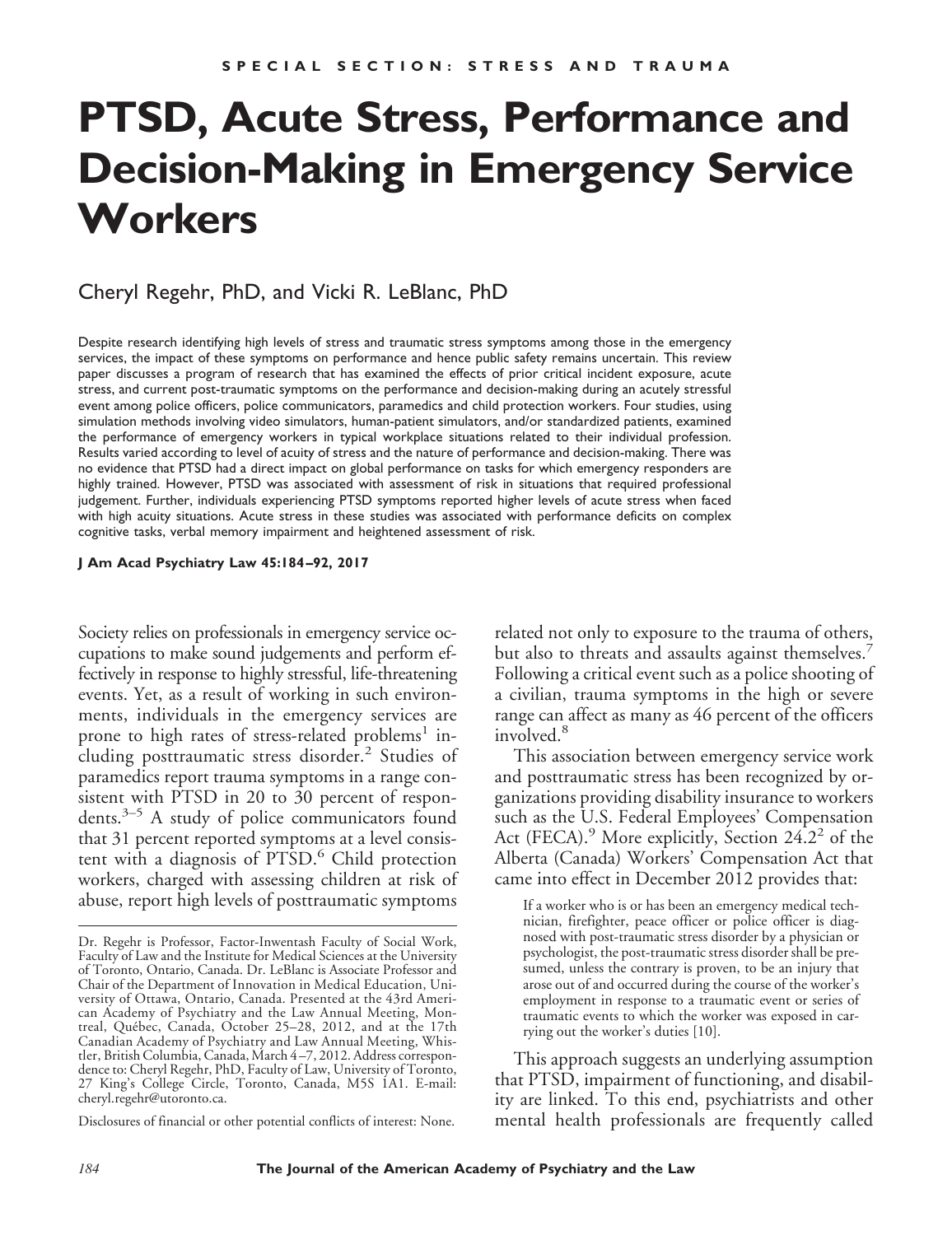SPECIAL SECTION: STRESS AND TRAUMA

# PTSD, Acute Stress, Performance and Decision-Making in Emergency Service Workers

Cheryl Regehr, PhD, and Vicki R. LeBlanc, PhD

Despite research identifying high levels of stress and traumatic stress symptoms among those in the emergency services, the impact of these symptoms on performance and hence public safety remains uncertain. This review paper discusses a program of research that has examined the effects of prior critical incident exposure, acute stress, and current post-traumatic symptoms on the performance and decision-making during an acutely stressful event among police officers, police communicators, paramedics and child protection workers. Four studies, using simulation methods involving video simulators, human-patient simulators, and/or standardized patients, examined the performance of emergency workers in typical workplace situations related to their individual profession. Results varied according to level of acuity of stress and the nature of performance and decision-making. There was no evidence that PTSD had a direct impact on global performance on tasks for which emergency responders are highly trained. However, PTSD was associated with assessment of risk in situations that required professional judgement. Further, individuals experiencing PTSD symptoms reported higher levels of acute stress when faced with high acuity situations. Acute stress in these studies was associated with performance deficits on complex cognitive tasks, verbal memory impairment and heightened assessment of risk.

**J Am Acad Psychiatry Law 45:184–92, 2017**

Society relies on professionals in emergency service occupations to make sound judgements and perform effectively in response to highly stressful, life-threatening events. Yet, as a result of working in such environments, individuals in the emergency services are prone to high rates of stress-related problems[1] including posttraumatic stress disorder.[2] Studies of paramedics report trauma symptoms in a range consistent with PTSD in 20 to 30 percent of respondents.[3–5] A study of police communicators found that 31 percent reported symptoms at a level consistent with a diagnosis of PTSD.[6] Child protection workers, charged with assessing children at risk of abuse, report high levels of posttraumatic symptoms related not only to exposure to the trauma of others, but also to threats and assaults against themselves.[7] Following a critical event such as a police shooting of a civilian, trauma symptoms in the high or severe range can affect as many as 46 percent of the officers involved.[8]

This association between emergency service work and posttraumatic stress has been recognized by organizations providing disability insurance to workers such as the U.S. Federal Employees' Compensation Act (FECA).[9] More explicitly, Section 24.2[2] of the Alberta (Canada) Workers' Compensation Act that came into effect in December 2012 provides that:

> If a worker who is or has been an emergency medical technician, firefighter, peace officer or police officer is diagnosed with post-traumatic stress disorder by a physician or psychologist, the post-traumatic stress disorder shall be presumed, unless the contrary is proven, to be an injury that arose out of and occurred during the course of the worker's employment in response to a traumatic event or series of traumatic events to which the worker was exposed in carrying out the worker's duties [10].

This approach suggests an underlying assumption that PTSD, impairment of functioning, and disability are linked. To this end, psychiatrists and other mental health professionals are frequently called

---

Dr. Regehr is Professor, Factor-Inwentash Faculty of Social Work, Faculty of Law and the Institute for Medical Sciences at the University of Toronto, Ontario, Canada. Dr. LeBlanc is Associate Professor and Chair of the Department of Innovation in Medical Education, University of Ottawa, Ontario, Canada. Presented at the 43rd American Academy of Psychiatry and the Law Annual Meeting, Montreal, Québec, Canada, October 25–28, 2012, and at the 17th Canadian Academy of Psychiatry and Law Annual Meeting, Whistler, British Columbia, Canada, March 4–7, 2012. Address correspondence to: Cheryl Regehr, PhD, Faculty of Law, University of Toronto, 27 King's College Circle, Toronto, Canada, M5S 1A1. E-mail: cheryl.regehr@utoronto.ca.

Disclosures of financial or other potential conflicts of interest: None.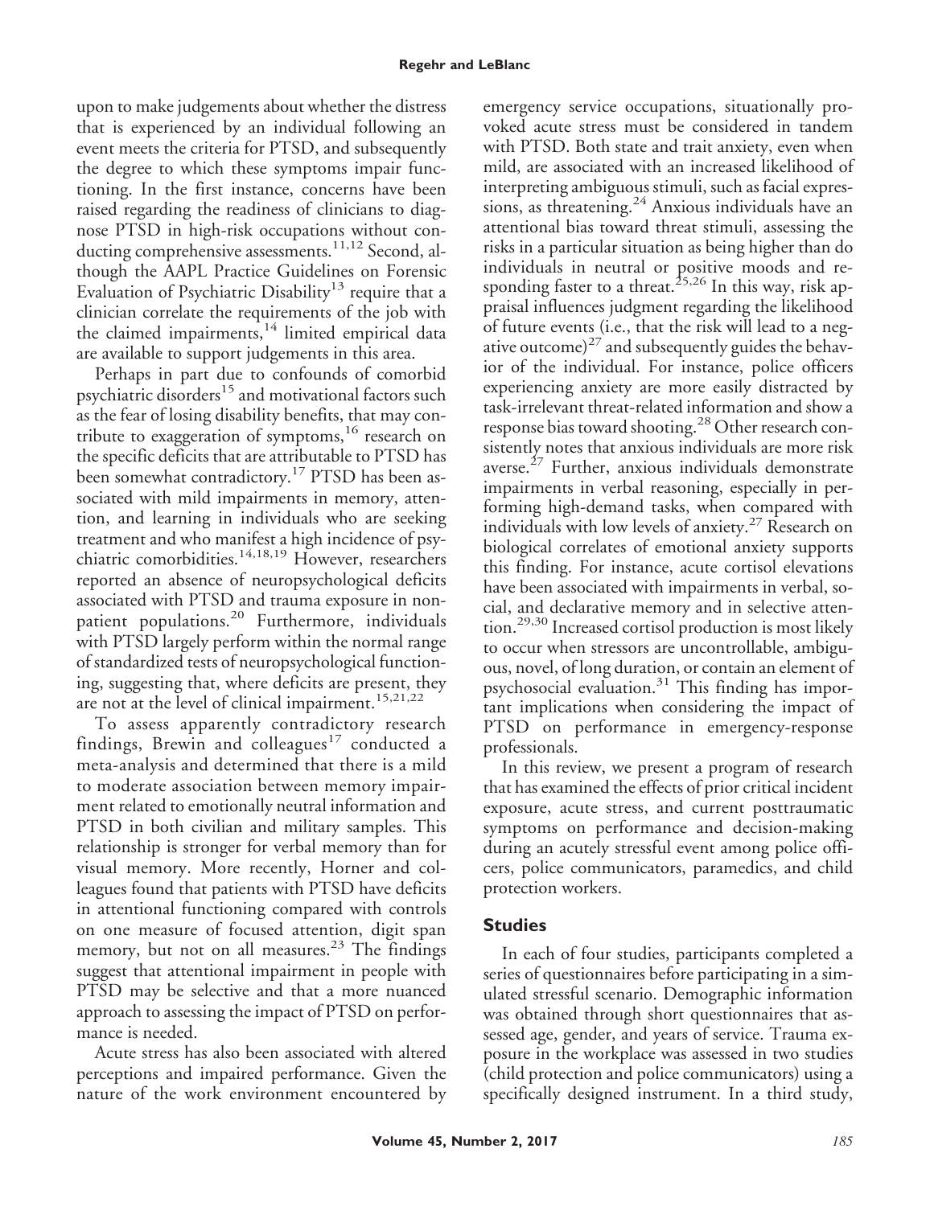upon to make judgements about whether the distress that is experienced by an individual following an event meets the criteria for PTSD, and subsequently the degree to which these symptoms impair functioning. In the first instance, concerns have been raised regarding the readiness of clinicians to diagnose PTSD in high-risk occupations without conducting comprehensive assessments.[11,12] Second, although the AAPL Practice Guidelines on Forensic Evaluation of Psychiatric Disability[13] require that a clinician correlate the requirements of the job with the claimed impairments,[14] limited empirical data are available to support judgements in this area.

Perhaps in part due to confounds of comorbid psychiatric disorders[15] and motivational factors such as the fear of losing disability benefits, that may contribute to exaggeration of symptoms,[16] research on the specific deficits that are attributable to PTSD has been somewhat contradictory.[17] PTSD has been associated with mild impairments in memory, attention, and learning in individuals who are seeking treatment and who manifest a high incidence of psychiatric comorbidities.[14,18,19] However, researchers reported an absence of neuropsychological deficits associated with PTSD and trauma exposure in nonpatient populations.[20] Furthermore, individuals with PTSD largely perform within the normal range of standardized tests of neuropsychological functioning, suggesting that, where deficits are present, they are not at the level of clinical impairment.[15,21,22]

To assess apparently contradictory research findings, Brewin and colleagues[17] conducted a meta-analysis and determined that there is a mild to moderate association between memory impairment related to emotionally neutral information and PTSD in both civilian and military samples. This relationship is stronger for verbal memory than for visual memory. More recently, Horner and colleagues found that patients with PTSD have deficits in attentional functioning compared with controls on one measure of focused attention, digit span memory, but not on all measures.[23] The findings suggest that attentional impairment in people with PTSD may be selective and that a more nuanced approach to assessing the impact of PTSD on performance is needed.

Acute stress has also been associated with altered perceptions and impaired performance. Given the nature of the work environment encountered by emergency service occupations, situationally provoked acute stress must be considered in tandem with PTSD. Both state and trait anxiety, even when mild, are associated with an increased likelihood of interpreting ambiguous stimuli, such as facial expressions, as threatening.[24] Anxious individuals have an attentional bias toward threat stimuli, assessing the risks in a particular situation as being higher than do individuals in neutral or positive moods and responding faster to a threat.[25,26] In this way, risk appraisal influences judgment regarding the likelihood of future events (i.e., that the risk will lead to a negative outcome)[27] and subsequently guides the behavior of the individual. For instance, police officers experiencing anxiety are more easily distracted by task-irrelevant threat-related information and show a response bias toward shooting.[28] Other research consistently notes that anxious individuals are more risk averse.[27] Further, anxious individuals demonstrate impairments in verbal reasoning, especially in performing high-demand tasks, when compared with individuals with low levels of anxiety.[27] Research on biological correlates of emotional anxiety supports this finding. For instance, acute cortisol elevations have been associated with impairments in verbal, social, and declarative memory and in selective attention.[29,30] Increased cortisol production is most likely to occur when stressors are uncontrollable, ambiguous, novel, of long duration, or contain an element of psychosocial evaluation.[31] This finding has important implications when considering the impact of PTSD on performance in emergency-response professionals.

In this review, we present a program of research that has examined the effects of prior critical incident exposure, acute stress, and current posttraumatic symptoms on performance and decision-making during an acutely stressful event among police officers, police communicators, paramedics, and child protection workers.

## Studies

In each of four studies, participants completed a series of questionnaires before participating in a simulated stressful scenario. Demographic information was obtained through short questionnaires that assessed age, gender, and years of service. Trauma exposure in the workplace was assessed in two studies (child protection and police communicators) using a specifically designed instrument. In a third study,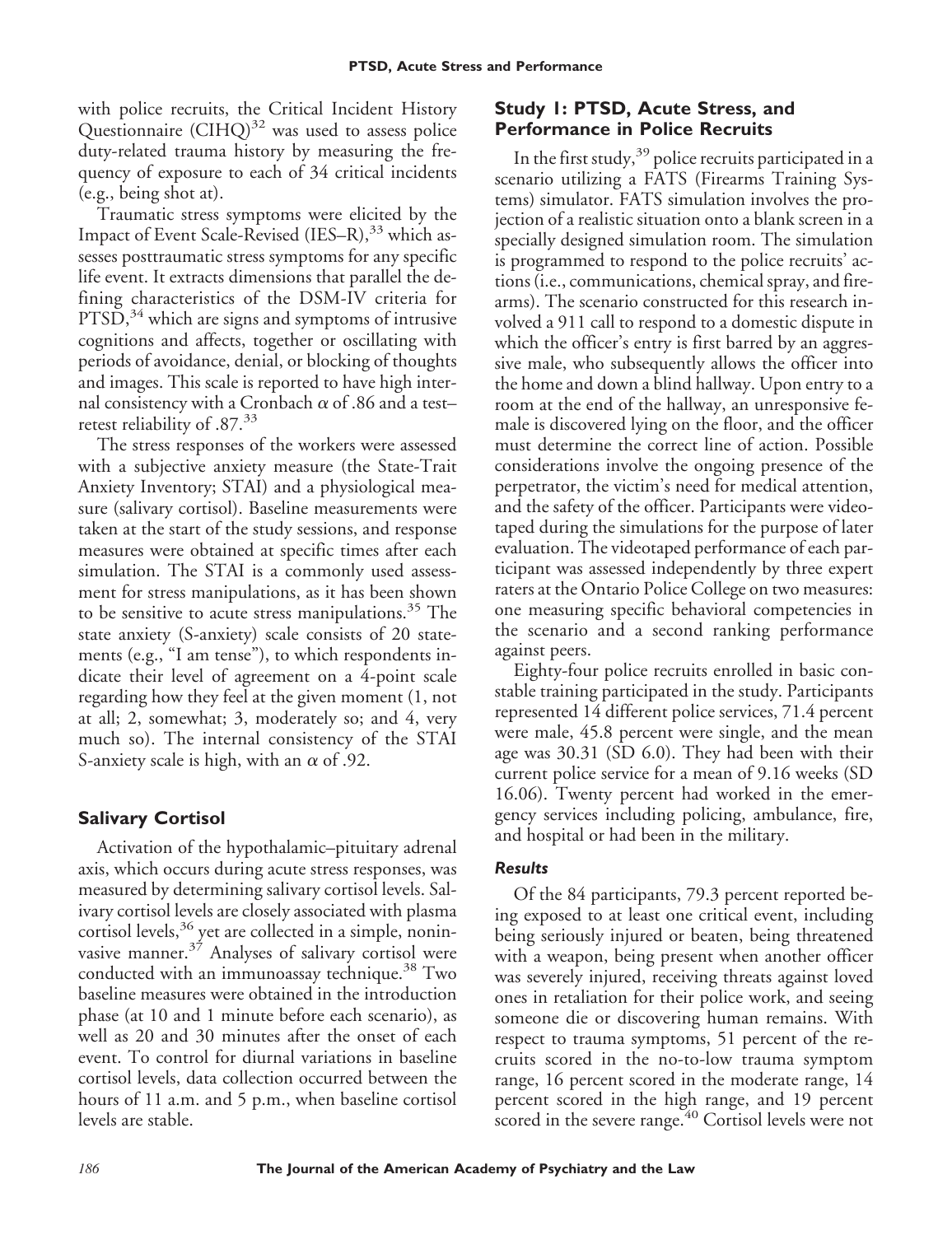with police recruits, the Critical Incident History Questionnaire (CIHQ)[32] was used to assess police duty-related trauma history by measuring the frequency of exposure to each of 34 critical incidents (e.g., being shot at).

Traumatic stress symptoms were elicited by the Impact of Event Scale-Revised (IES–R),[33] which assesses posttraumatic stress symptoms for any specific life event. It extracts dimensions that parallel the defining characteristics of the DSM-IV criteria for PTSD,[34] which are signs and symptoms of intrusive cognitions and affects, together or oscillating with periods of avoidance, denial, or blocking of thoughts and images. This scale is reported to have high internal consistency with a Cronbach $\alpha$ of .86 and a test–retest reliability of .87.[33]

The stress responses of the workers were assessed with a subjective anxiety measure (the State-Trait Anxiety Inventory; STAI) and a physiological measure (salivary cortisol). Baseline measurements were taken at the start of the study sessions, and response measures were obtained at specific times after each simulation. The STAI is a commonly used assessment for stress manipulations, as it has been shown to be sensitive to acute stress manipulations.[35] The state anxiety (S-anxiety) scale consists of 20 statements (e.g., "I am tense"), to which respondents indicate their level of agreement on a 4-point scale regarding how they feel at the given moment (1, not at all; 2, somewhat; 3, moderately so; and 4, very much so). The internal consistency of the STAI S-anxiety scale is high, with an $\alpha$ of .92.

## Salivary Cortisol

Activation of the hypothalamic–pituitary adrenal axis, which occurs during acute stress responses, was measured by determining salivary cortisol levels. Salivary cortisol levels are closely associated with plasma cortisol levels,[36] yet are collected in a simple, noninvasive manner.[37] Analyses of salivary cortisol were conducted with an immunoassay technique.[38] Two baseline measures were obtained in the introduction phase (at 10 and 1 minute before each scenario), as well as 20 and 30 minutes after the onset of each event. To control for diurnal variations in baseline cortisol levels, data collection occurred between the hours of 11 a.m. and 5 p.m., when baseline cortisol levels are stable.

## Study 1: PTSD, Acute Stress, and Performance in Police Recruits

In the first study,[39] police recruits participated in a scenario utilizing a FATS (Firearms Training Systems) simulator. FATS simulation involves the projection of a realistic situation onto a blank screen in a specially designed simulation room. The simulation is programmed to respond to the police recruits' actions (i.e., communications, chemical spray, and firearms). The scenario constructed for this research involved a 911 call to respond to a domestic dispute in which the officer's entry is first barred by an aggressive male, who subsequently allows the officer into the home and down a blind hallway. Upon entry to a room at the end of the hallway, an unresponsive female is discovered lying on the floor, and the officer must determine the correct line of action. Possible considerations involve the ongoing presence of the perpetrator, the victim's need for medical attention, and the safety of the officer. Participants were videotaped during the simulations for the purpose of later evaluation. The videotaped performance of each participant was assessed independently by three expert raters at the Ontario Police College on two measures: one measuring specific behavioral competencies in the scenario and a second ranking performance against peers.

Eighty-four police recruits enrolled in basic constable training participated in the study. Participants represented 14 different police services, 71.4 percent were male, 45.8 percent were single, and the mean age was 30.31 (SD 6.0). They had been with their current police service for a mean of 9.16 weeks (SD 16.06). Twenty percent had worked in the emergency services including policing, ambulance, fire, and hospital or had been in the military.

### *Results*

Of the 84 participants, 79.3 percent reported being exposed to at least one critical event, including being seriously injured or beaten, being threatened with a weapon, being present when another officer was severely injured, receiving threats against loved ones in retaliation for their police work, and seeing someone die or discovering human remains. With respect to trauma symptoms, 51 percent of the recruits scored in the no-to-low trauma symptom range, 16 percent scored in the moderate range, 14 percent scored in the high range, and 19 percent scored in the severe range.[40] Cortisol levels were not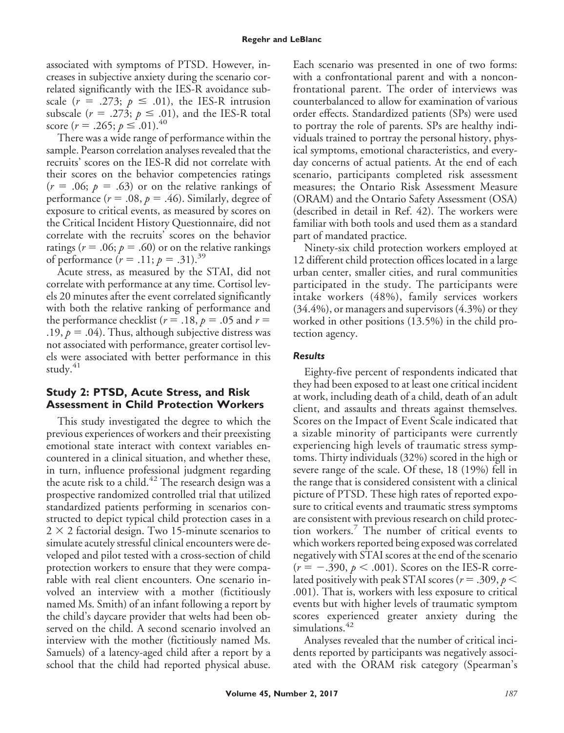associated with symptoms of PTSD. However, increases in subjective anxiety during the scenario correlated significantly with the IES-R avoidance subscale ($r = .273$; $p \leq .01$), the IES-R intrusion subscale ($r = .273$; $p \leq .01$), and the IES-R total score ($r = .265$; $p \leq .01$).[40]

There was a wide range of performance within the sample. Pearson correlation analyses revealed that the recruits' scores on the IES-R did not correlate with their scores on the behavior competencies ratings ($r = .06$; $p = .63$) or on the relative rankings of performance ($r = .08$, $p = .46$). Similarly, degree of exposure to critical events, as measured by scores on the Critical Incident History Questionnaire, did not correlate with the recruits' scores on the behavior ratings ($r = .06$; $p = .60$) or on the relative rankings of performance ($r = .11$; $p = .31$).[39]

Acute stress, as measured by the STAI, did not correlate with performance at any time. Cortisol levels 20 minutes after the event correlated significantly with both the relative ranking of performance and the performance checklist ($r = .18$, $p = .05$ and $r = .19$, $p = .04$). Thus, although subjective distress was not associated with performance, greater cortisol levels were associated with better performance in this study.[41]

## Study 2: PTSD, Acute Stress, and Risk Assessment in Child Protection Workers

This study investigated the degree to which the previous experiences of workers and their preexisting emotional state interact with context variables encountered in a clinical situation, and whether these, in turn, influence professional judgment regarding the acute risk to a child.[42] The research design was a prospective randomized controlled trial that utilized standardized patients performing in scenarios constructed to depict typical child protection cases in a $2 \times 2$ factorial design. Two 15-minute scenarios to simulate acutely stressful clinical encounters were developed and pilot tested with a cross-section of child protection workers to ensure that they were comparable with real client encounters. One scenario involved an interview with a mother (fictitiously named Ms. Smith) of an infant following a report by the child's daycare provider that welts had been observed on the child. A second scenario involved an interview with the mother (fictitiously named Ms. Samuels) of a latency-aged child after a report by a school that the child had reported physical abuse. Each scenario was presented in one of two forms: with a confrontational parent and with a nonconfrontational parent. The order of interviews was counterbalanced to allow for examination of various order effects. Standardized patients (SPs) were used to portray the role of parents. SPs are healthy individuals trained to portray the personal history, physical symptoms, emotional characteristics, and everyday concerns of actual patients. At the end of each scenario, participants completed risk assessment measures; the Ontario Risk Assessment Measure (ORAM) and the Ontario Safety Assessment (OSA) (described in detail in Ref. 42). The workers were familiar with both tools and used them as a standard part of mandated practice.

Ninety-six child protection workers employed at 12 different child protection offices located in a large urban center, smaller cities, and rural communities participated in the study. The participants were intake workers (48%), family services workers (34.4%), or managers and supervisors (4.3%) or they worked in other positions (13.5%) in the child protection agency.

### *Results*

Eighty-five percent of respondents indicated that they had been exposed to at least one critical incident at work, including death of a child, death of an adult client, and assaults and threats against themselves. Scores on the Impact of Event Scale indicated that a sizable minority of participants were currently experiencing high levels of traumatic stress symptoms. Thirty individuals (32%) scored in the high or severe range of the scale. Of these, 18 (19%) fell in the range that is considered consistent with a clinical picture of PTSD. These high rates of reported exposure to critical events and traumatic stress symptoms are consistent with previous research on child protection workers.[7] The number of critical events to which workers reported being exposed was correlated negatively with STAI scores at the end of the scenario ($r = -.390$, $p < .001$). Scores on the IES-R correlated positively with peak STAI scores ($r = .309$, $p < .001$). That is, workers with less exposure to critical events but with higher levels of traumatic symptom scores experienced greater anxiety during the simulations.[42]

Analyses revealed that the number of critical incidents reported by participants was negatively associated with the ORAM risk category (Spearman's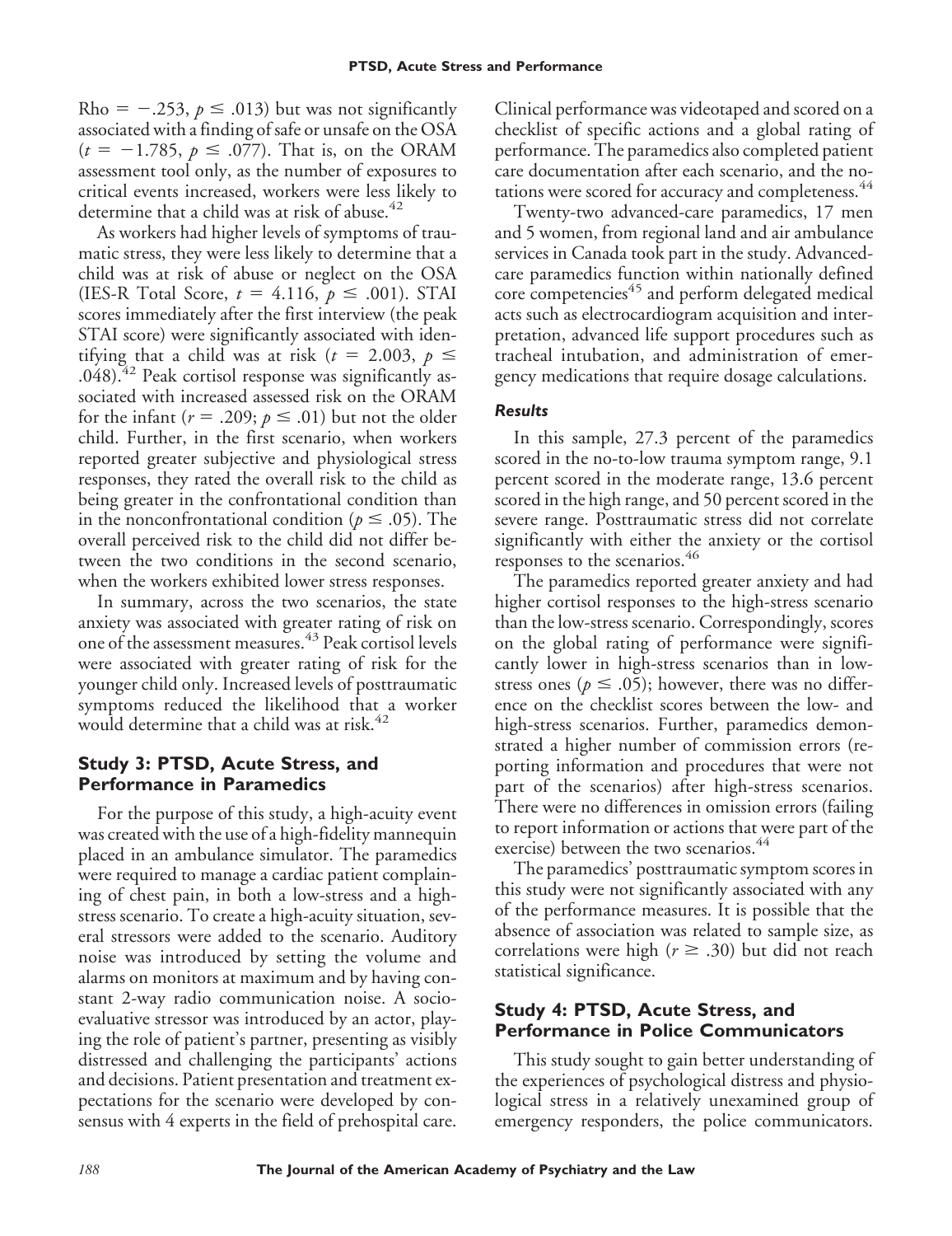Rho = $-.253$, $p \leq .013$) but was not significantly associated with a finding of safe or unsafe on the OSA ($t = -1.785$, $p \leq .077$). That is, on the ORAM assessment tool only, as the number of exposures to critical events increased, workers were less likely to determine that a child was at risk of abuse.[42]

As workers had higher levels of symptoms of traumatic stress, they were less likely to determine that a child was at risk of abuse or neglect on the OSA (IES-R Total Score, $t = 4.116$, $p \leq .001$). STAI scores immediately after the first interview (the peak STAI score) were significantly associated with identifying that a child was at risk ($t = 2.003$, $p \leq .048$).[42] Peak cortisol response was significantly associated with increased assessed risk on the ORAM for the infant ($r = .209$; $p \leq .01$) but not the older child. Further, in the first scenario, when workers reported greater subjective and physiological stress responses, they rated the overall risk to the child as being greater in the confrontational condition than in the nonconfrontational condition ($p \leq .05$). The overall perceived risk to the child did not differ between the two conditions in the second scenario, when the workers exhibited lower stress responses.

In summary, across the two scenarios, the state anxiety was associated with greater rating of risk on one of the assessment measures.[43] Peak cortisol levels were associated with greater rating of risk for the younger child only. Increased levels of posttraumatic symptoms reduced the likelihood that a worker would determine that a child was at risk.[42]

## Study 3: PTSD, Acute Stress, and Performance in Paramedics

For the purpose of this study, a high-acuity event was created with the use of a high-fidelity mannequin placed in an ambulance simulator. The paramedics were required to manage a cardiac patient complaining of chest pain, in both a low-stress and a high-stress scenario. To create a high-acuity situation, several stressors were added to the scenario. Auditory noise was introduced by setting the volume and alarms on monitors at maximum and by having constant 2-way radio communication noise. A socio-evaluative stressor was introduced by an actor, playing the role of patient's partner, presenting as visibly distressed and challenging the participants' actions and decisions. Patient presentation and treatment expectations for the scenario were developed by consensus with 4 experts in the field of prehospital care. Clinical performance was videotaped and scored on a checklist of specific actions and a global rating of performance. The paramedics also completed patient care documentation after each scenario, and the notations were scored for accuracy and completeness.[44]

Twenty-two advanced-care paramedics, 17 men and 5 women, from regional land and air ambulance services in Canada took part in the study. Advanced-care paramedics function within nationally defined core competencies[45] and perform delegated medical acts such as electrocardiogram acquisition and interpretation, advanced life support procedures such as tracheal intubation, and administration of emergency medications that require dosage calculations.

### *Results*

In this sample, 27.3 percent of the paramedics scored in the no-to-low trauma symptom range, 9.1 percent scored in the moderate range, 13.6 percent scored in the high range, and 50 percent scored in the severe range. Posttraumatic stress did not correlate significantly with either the anxiety or the cortisol responses to the scenarios.[46]

The paramedics reported greater anxiety and had higher cortisol responses to the high-stress scenario than the low-stress scenario. Correspondingly, scores on the global rating of performance were significantly lower in high-stress scenarios than in low-stress ones ($p \leq .05$); however, there was no difference on the checklist scores between the low- and high-stress scenarios. Further, paramedics demonstrated a higher number of commission errors (reporting information and procedures that were not part of the scenarios) after high-stress scenarios. There were no differences in omission errors (failing to report information or actions that were part of the exercise) between the two scenarios.[44]

The paramedics' posttraumatic symptom scores in this study were not significantly associated with any of the performance measures. It is possible that the absence of association was related to sample size, as correlations were high ($r \geq .30$) but did not reach statistical significance.

## Study 4: PTSD, Acute Stress, and Performance in Police Communicators

This study sought to gain better understanding of the experiences of psychological distress and physiological stress in a relatively unexamined group of emergency responders, the police communicators.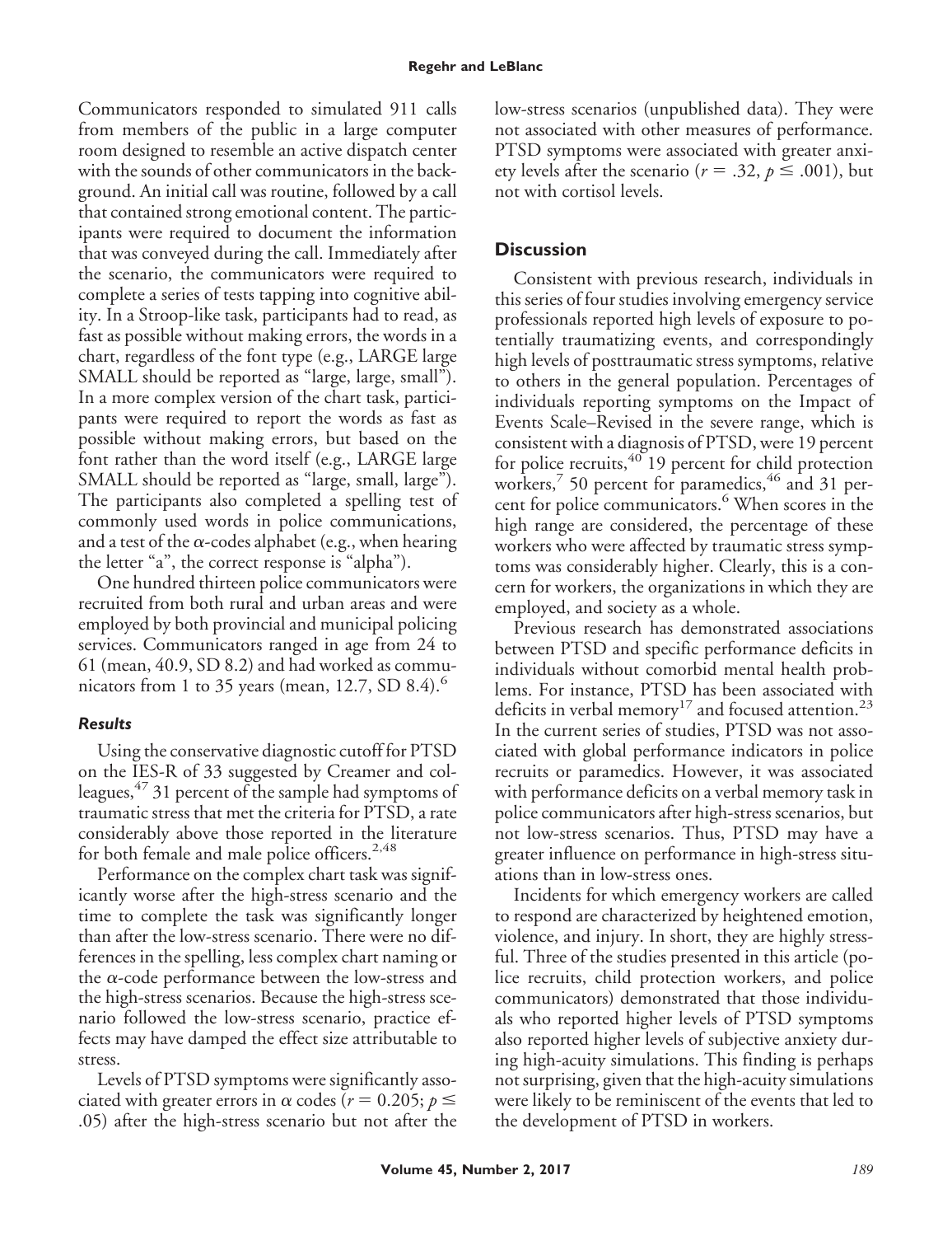Communicators responded to simulated 911 calls from members of the public in a large computer room designed to resemble an active dispatch center with the sounds of other communicators in the background. An initial call was routine, followed by a call that contained strong emotional content. The participants were required to document the information that was conveyed during the call. Immediately after the scenario, the communicators were required to complete a series of tests tapping into cognitive ability. In a Stroop-like task, participants had to read, as fast as possible without making errors, the words in a chart, regardless of the font type (e.g., LARGE large SMALL should be reported as "large, large, small"). In a more complex version of the chart task, participants were required to report the words as fast as possible without making errors, but based on the font rather than the word itself (e.g., LARGE large SMALL should be reported as "large, small, large"). The participants also completed a spelling test of commonly used words in police communications, and a test of the $\alpha$-codes alphabet (e.g., when hearing the letter "a", the correct response is "alpha").

One hundred thirteen police communicators were recruited from both rural and urban areas and were employed by both provincial and municipal policing services. Communicators ranged in age from 24 to 61 (mean, 40.9, SD 8.2) and had worked as communicators from 1 to 35 years (mean, 12.7, SD 8.4).[6]

### *Results*

Using the conservative diagnostic cutoff for PTSD on the IES-R of 33 suggested by Creamer and colleagues,[47] 31 percent of the sample had symptoms of traumatic stress that met the criteria for PTSD, a rate considerably above those reported in the literature for both female and male police officers.[2,48]

Performance on the complex chart task was significantly worse after the high-stress scenario and the time to complete the task was significantly longer than after the low-stress scenario. There were no differences in the spelling, less complex chart naming or the $\alpha$-code performance between the low-stress and the high-stress scenarios. Because the high-stress scenario followed the low-stress scenario, practice effects may have damped the effect size attributable to stress.

Levels of PTSD symptoms were significantly associated with greater errors in $\alpha$ codes ($r = 0.205$; $p \leq .05$) after the high-stress scenario but not after the low-stress scenarios (unpublished data). They were not associated with other measures of performance. PTSD symptoms were associated with greater anxiety levels after the scenario ($r = .32$, $p \leq .001$), but not with cortisol levels.

## Discussion

Consistent with previous research, individuals in this series of four studies involving emergency service professionals reported high levels of exposure to potentially traumatizing events, and correspondingly high levels of posttraumatic stress symptoms, relative to others in the general population. Percentages of individuals reporting symptoms on the Impact of Events Scale–Revised in the severe range, which is consistent with a diagnosis of PTSD, were 19 percent for police recruits,[40] 19 percent for child protection workers,[7] 50 percent for paramedics,[46] and 31 percent for police communicators.[6] When scores in the high range are considered, the percentage of these workers who were affected by traumatic stress symptoms was considerably higher. Clearly, this is a concern for workers, the organizations in which they are employed, and society as a whole.

Previous research has demonstrated associations between PTSD and specific performance deficits in individuals without comorbid mental health problems. For instance, PTSD has been associated with deficits in verbal memory[17] and focused attention.[23] In the current series of studies, PTSD was not associated with global performance indicators in police recruits or paramedics. However, it was associated with performance deficits on a verbal memory task in police communicators after high-stress scenarios, but not low-stress scenarios. Thus, PTSD may have a greater influence on performance in high-stress situations than in low-stress ones.

Incidents for which emergency workers are called to respond are characterized by heightened emotion, violence, and injury. In short, they are highly stressful. Three of the studies presented in this article (police recruits, child protection workers, and police communicators) demonstrated that those individuals who reported higher levels of PTSD symptoms also reported higher levels of subjective anxiety during high-acuity simulations. This finding is perhaps not surprising, given that the high-acuity simulations were likely to be reminiscent of the events that led to the development of PTSD in workers.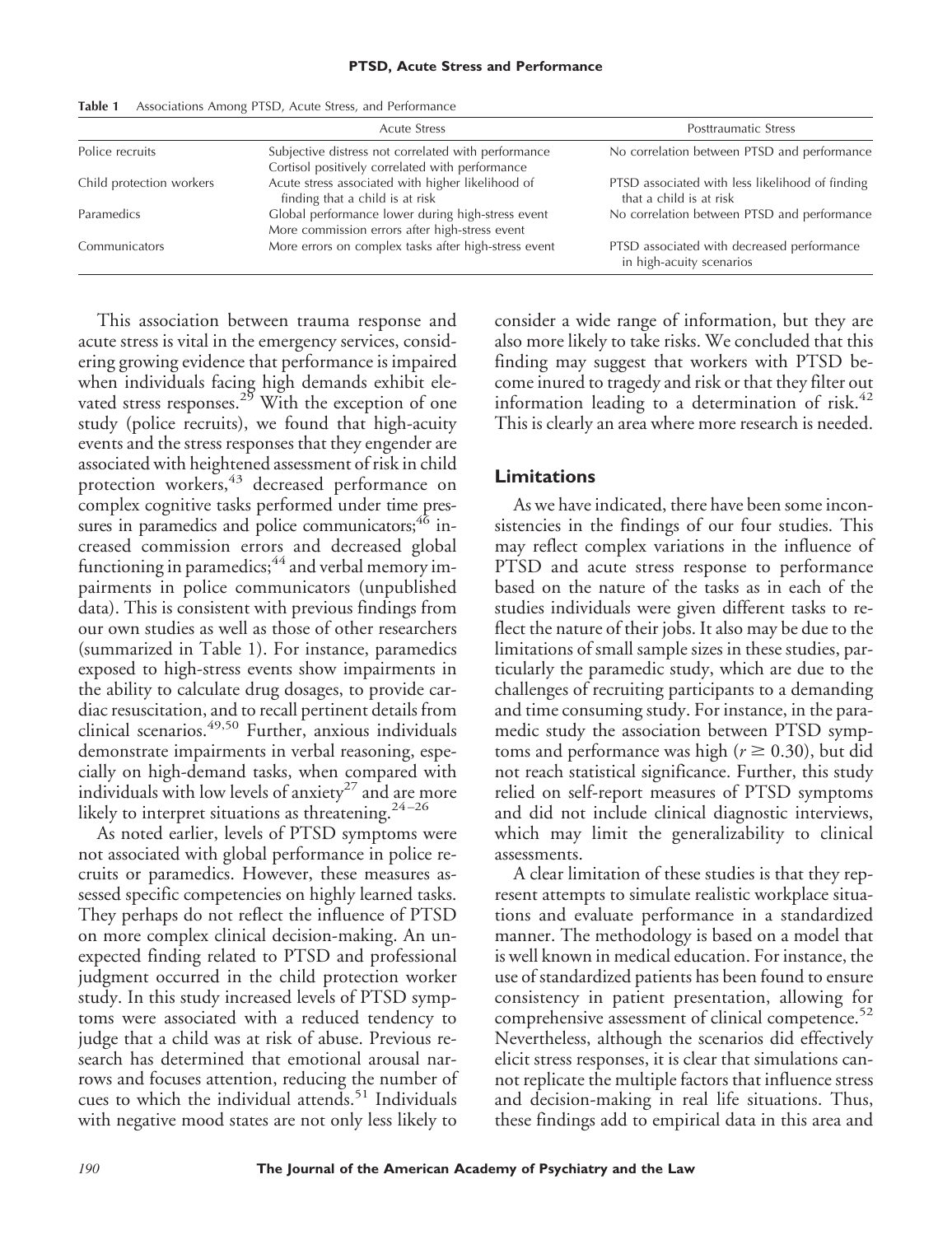**Table 1** Associations Among PTSD, Acute Stress, and Performance

| | Acute Stress | Posttraumatic Stress |
|---|---|---|
| Police recruits | Subjective distress not correlated with performance<br>Cortisol positively correlated with performance | No correlation between PTSD and performance |
| Child protection workers | Acute stress associated with higher likelihood of finding that a child is at risk | PTSD associated with less likelihood of finding that a child is at risk |
| Paramedics | Global performance lower during high-stress event<br>More commission errors after high-stress event | No correlation between PTSD and performance |
| Communicators | More errors on complex tasks after high-stress event | PTSD associated with decreased performance in high-acuity scenarios |

This association between trauma response and acute stress is vital in the emergency services, considering growing evidence that performance is impaired when individuals facing high demands exhibit elevated stress responses.[29] With the exception of one study (police recruits), we found that high-acuity events and the stress responses that they engender are associated with heightened assessment of risk in child protection workers,[43] decreased performance on complex cognitive tasks performed under time pressures in paramedics and police communicators;[46] increased commission errors and decreased global functioning in paramedics;[44] and verbal memory impairments in police communicators (unpublished data). This is consistent with previous findings from our own studies as well as those of other researchers (summarized in Table 1). For instance, paramedics exposed to high-stress events show impairments in the ability to calculate drug dosages, to provide cardiac resuscitation, and to recall pertinent details from clinical scenarios.[49,50] Further, anxious individuals demonstrate impairments in verbal reasoning, especially on high-demand tasks, when compared with individuals with low levels of anxiety[27] and are more likely to interpret situations as threatening.[24–26]

As noted earlier, levels of PTSD symptoms were not associated with global performance in police recruits or paramedics. However, these measures assessed specific competencies on highly learned tasks. They perhaps do not reflect the influence of PTSD on more complex clinical decision-making. An unexpected finding related to PTSD and professional judgment occurred in the child protection worker study. In this study increased levels of PTSD symptoms were associated with a reduced tendency to judge that a child was at risk of abuse. Previous research has determined that emotional arousal narrows and focuses attention, reducing the number of cues to which the individual attends.[51] Individuals with negative mood states are not only less likely to consider a wide range of information, but they are also more likely to take risks. We concluded that this finding may suggest that workers with PTSD become inured to tragedy and risk or that they filter out information leading to a determination of risk.[42] This is clearly an area where more research is needed.

## Limitations

As we have indicated, there have been some inconsistencies in the findings of our four studies. This may reflect complex variations in the influence of PTSD and acute stress response to performance based on the nature of the tasks as in each of the studies individuals were given different tasks to reflect the nature of their jobs. It also may be due to the limitations of small sample sizes in these studies, particularly the paramedic study, which are due to the challenges of recruiting participants to a demanding and time consuming study. For instance, in the paramedic study the association between PTSD symptoms and performance was high ($r \geq 0.30$), but did not reach statistical significance. Further, this study relied on self-report measures of PTSD symptoms and did not include clinical diagnostic interviews, which may limit the generalizability to clinical assessments.

A clear limitation of these studies is that they represent attempts to simulate realistic workplace situations and evaluate performance in a standardized manner. The methodology is based on a model that is well known in medical education. For instance, the use of standardized patients has been found to ensure consistency in patient presentation, allowing for comprehensive assessment of clinical competence.[52] Nevertheless, although the scenarios did effectively elicit stress responses, it is clear that simulations cannot replicate the multiple factors that influence stress and decision-making in real life situations. Thus, these findings add to empirical data in this area and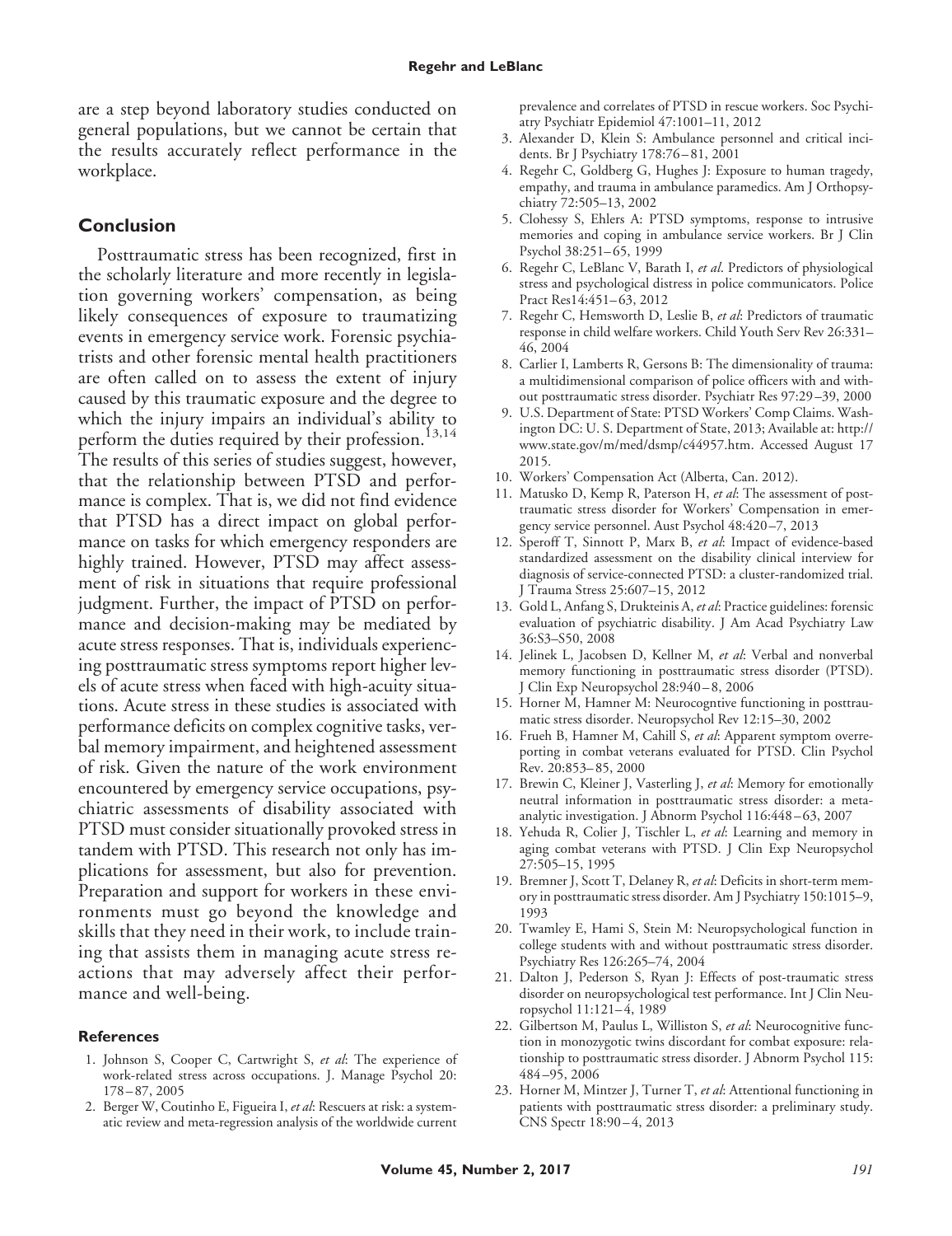are a step beyond laboratory studies conducted on general populations, but we cannot be certain that the results accurately reflect performance in the workplace.

## Conclusion

Posttraumatic stress has been recognized, first in the scholarly literature and more recently in legislation governing workers' compensation, as being likely consequences of exposure to traumatizing events in emergency service work. Forensic psychiatrists and other forensic mental health practitioners are often called on to assess the extent of injury caused by this traumatic exposure and the degree to which the injury impairs an individual's ability to perform the duties required by their profession.[13,14] The results of this series of studies suggest, however, that the relationship between PTSD and performance is complex. That is, we did not find evidence that PTSD has a direct impact on global performance on tasks for which emergency responders are highly trained. However, PTSD may affect assessment of risk in situations that require professional judgment. Further, the impact of PTSD on performance and decision-making may be mediated by acute stress responses. That is, individuals experiencing posttraumatic stress symptoms report higher levels of acute stress when faced with high-acuity situations. Acute stress in these studies is associated with performance deficits on complex cognitive tasks, verbal memory impairment, and heightened assessment of risk. Given the nature of the work environment encountered by emergency service occupations, psychiatric assessments of disability associated with PTSD must consider situationally provoked stress in tandem with PTSD. This research not only has implications for assessment, but also for prevention. Preparation and support for workers in these environments must go beyond the knowledge and skills that they need in their work, to include training that assists them in managing acute stress reactions that may adversely affect their performance and well-being.

### References

1. Johnson S, Cooper C, Cartwright S, *et al*: The experience of work-related stress across occupations. J. Manage Psychol 20: 178–87, 2005
2. Berger W, Coutinho E, Figueira I, *et al*: Rescuers at risk: a systematic review and meta-regression analysis of the worldwide current prevalence and correlates of PTSD in rescue workers. Soc Psychiatry Psychiatr Epidemiol 47:1001–11, 2012
3. Alexander D, Klein S: Ambulance personnel and critical incidents. Br J Psychiatry 178:76–81, 2001
4. Regehr C, Goldberg G, Hughes J: Exposure to human tragedy, empathy, and trauma in ambulance paramedics. Am J Orthopsychiatry 72:505–13, 2002
5. Clohessy S, Ehlers A: PTSD symptoms, response to intrusive memories and coping in ambulance service workers. Br J Clin Psychol 38:251–65, 1999
6. Regehr C, LeBlanc V, Barath I, *et al*. Predictors of physiological stress and psychological distress in police communicators. Police Pract Res14:451–63, 2012
7. Regehr C, Hemsworth D, Leslie B, *et al*: Predictors of traumatic response in child welfare workers. Child Youth Serv Rev 26:331–46, 2004
8. Carlier I, Lamberts R, Gersons B: The dimensionality of trauma: a multidimensional comparison of police officers with and without posttraumatic stress disorder. Psychiatr Res 97:29–39, 2000
9. U.S. Department of State: PTSD Workers' Comp Claims. Washington DC: U. S. Department of State, 2013; Available at: http://www.state.gov/m/med/dsmp/c44957.htm. Accessed August 17 2015.
10. Workers' Compensation Act (Alberta, Can. 2012).
11. Matusko D, Kemp R, Paterson H, *et al*: The assessment of posttraumatic stress disorder for Workers' Compensation in emergency service personnel. Aust Psychol 48:420–7, 2013
12. Speroff T, Sinnott P, Marx B, *et al*: Impact of evidence-based standardized assessment on the disability clinical interview for diagnosis of service-connected PTSD: a cluster-randomized trial. J Trauma Stress 25:607–15, 2012
13. Gold L, Anfang S, Drukteinis A, *et al*: Practice guidelines: forensic evaluation of psychiatric disability. J Am Acad Psychiatry Law 36:S3–S50, 2008
14. Jelinek L, Jacobsen D, Kellner M, *et al*: Verbal and nonverbal memory functioning in posttraumatic stress disorder (PTSD). J Clin Exp Neuropsychol 28:940–8, 2006
15. Horner M, Hamner M: Neurocogntive functioning in posttraumatic stress disorder. Neuropsychol Rev 12:15–30, 2002
16. Frueh B, Hamner M, Cahill S, *et al*: Apparent symptom overreporting in combat veterans evaluated for PTSD. Clin Psychol Rev. 20:853–85, 2000
17. Brewin C, Kleiner J, Vasterling J, *et al*: Memory for emotionally neutral information in posttraumatic stress disorder: a meta-analytic investigation. J Abnorm Psychol 116:448–63, 2007
18. Yehuda R, Colier J, Tischler L, *et al*: Learning and memory in aging combat veterans with PTSD. J Clin Exp Neuropsychol 27:505–15, 1995
19. Bremner J, Scott T, Delaney R, *et al*: Deficits in short-term memory in posttraumatic stress disorder. Am J Psychiatry 150:1015–9, 1993
20. Twamley E, Hami S, Stein M: Neuropsychological function in college students with and without posttraumatic stress disorder. Psychiatry Res 126:265–74, 2004
21. Dalton J, Pederson S, Ryan J: Effects of post-traumatic stress disorder on neuropsychological test performance. Int J Clin Neuropsychol 11:121–4, 1989
22. Gilbertson M, Paulus L, Williston S, *et al*: Neurocognitive function in monozygotic twins discordant for combat exposure: relationship to posttraumatic stress disorder. J Abnorm Psychol 115: 484–95, 2006
23. Horner M, Mintzer J, Turner T, *et al*: Attentional functioning in patients with posttraumatic stress disorder: a preliminary study. CNS Spectr 18:90–4, 2013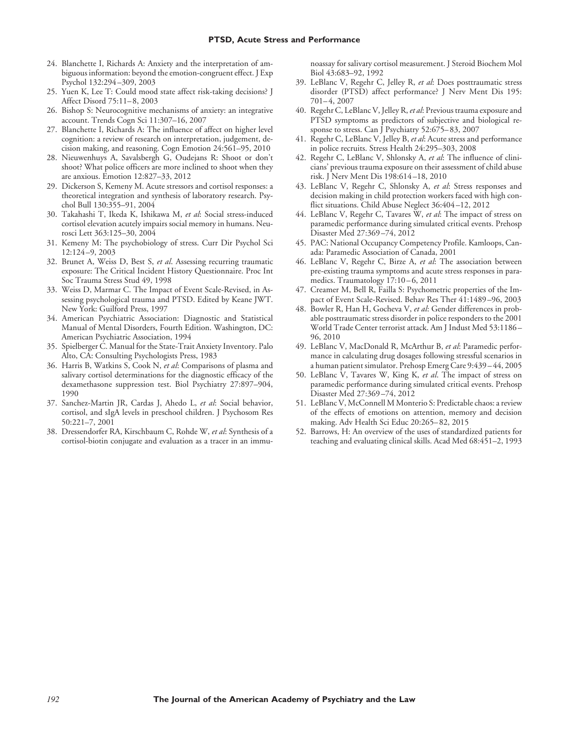24. Blanchette I, Richards A: Anxiety and the interpretation of ambiguous information: beyond the emotion-congruent effect. J Exp Psychol 132:294–309, 2003
25. Yuen K, Lee T: Could mood state affect risk-taking decisions? J Affect Disord 75:11–8, 2003
26. Bishop S: Neurocognitive mechanisms of anxiety: an integrative account. Trends Cogn Sci 11:307–16, 2007
27. Blanchette I, Richards A: The influence of affect on higher level cognition: a review of research on interpretation, judgement, decision making, and reasoning. Cogn Emotion 24:561–95, 2010
28. Nieuwenhuys A, Savalsbergh G, Oudejans R: Shoot or don't shoot? What police officers are more inclined to shoot when they are anxious. Emotion 12:827–33, 2012
29. Dickerson S, Kemeny M. Acute stressors and cortisol responses: a theoretical integration and synthesis of laboratory research. Psychol Bull 130:355–91, 2004
30. Takahashi T, Ikeda K, Ishikawa M, *et al*: Social stress-induced cortisol elevation acutely impairs social memory in humans. Neurosci Lett 363:125–30, 2004
31. Kemeny M: The psychobiology of stress. Curr Dir Psychol Sci 12:124–9, 2003
32. Brunet A, Weiss D, Best S, *et al*. Assessing recurring traumatic exposure: The Critical Incident History Questionnaire. Proc Int Soc Trauma Stress Stud 49, 1998
33. Weiss D, Marmar C. The Impact of Event Scale-Revised, in Assessing psychological trauma and PTSD. Edited by Keane JWT. New York: Guilford Press, 1997
34. American Psychiatric Association: Diagnostic and Statistical Manual of Mental Disorders, Fourth Edition. Washington, DC: American Psychiatric Association, 1994
35. Spielberger C. Manual for the State-Trait Anxiety Inventory. Palo Alto, CA: Consulting Psychologists Press, 1983
36. Harris B, Watkins S, Cook N, *et al*: Comparisons of plasma and salivary cortisol determinations for the diagnostic efficacy of the dexamethasone suppression test. Biol Psychiatry 27:897–904, 1990
37. Sanchez-Martin JR, Cardas J, Ahedo L, *et al*: Social behavior, cortisol, and sIgA levels in preschool children. J Psychosom Res 50:221–7, 2001
38. Dressendorfer RA, Kirschbaum C, Rohde W, *et al*: Synthesis of a cortisol-biotin conjugate and evaluation as a tracer in an immunoassay for salivary cortisol measurement. J Steroid Biochem Mol Biol 43:683–92, 1992
39. LeBlanc V, Regehr C, Jelley R, *et al*: Does posttraumatic stress disorder (PTSD) affect performance? J Nerv Ment Dis 195: 701–4, 2007
40. Regehr C, LeBlanc V, Jelley R, *et al*: Previous trauma exposure and PTSD symptoms as predictors of subjective and biological response to stress. Can J Psychiatry 52:675–83, 2007
41. Regehr C, LeBlanc V, Jelley B, *et al*: Acute stress and performance in police recruits. Stress Health 24:295–303, 2008
42. Regehr C, LeBlanc V, Shlonsky A, *et al*: The influence of clinicians' previous trauma exposure on their assessment of child abuse risk. J Nerv Ment Dis 198:614–18, 2010
43. LeBlanc V, Regehr C, Shlonsky A, *et al*: Stress responses and decision making in child protection workers faced with high conflict situations. Child Abuse Neglect 36:404–12, 2012
44. LeBlanc V, Regehr C, Tavares W, *et al*: The impact of stress on paramedic performance during simulated critical events. Prehosp Disaster Med 27:369–74, 2012
45. PAC: National Occupancy Competency Profile. Kamloops, Canada: Paramedic Association of Canada, 2001
46. LeBlanc V, Regehr C, Birze A, *et al*: The association between pre-existing trauma symptoms and acute stress responses in paramedics. Traumatology 17:10–6, 2011
47. Creamer M, Bell R, Failla S: Psychometric properties of the Impact of Event Scale-Revised. Behav Res Ther 41:1489–96, 2003
48. Bowler R, Han H, Gocheva V, *et al*: Gender differences in probable posttraumatic stress disorder in police responders to the 2001 World Trade Center terrorist attack. Am J Indust Med 53:1186–96, 2010
49. LeBlanc V, MacDonald R, McArthur B, *et al*: Paramedic performance in calculating drug dosages following stressful scenarios in a human patient simulator. Prehosp Emerg Care 9:439–44, 2005
50. LeBlanc V, Tavares W, King K, *et al*. The impact of stress on paramedic performance during simulated critical events. Prehosp Disaster Med 27:369–74, 2012
51. LeBlanc V, McConnell M Monterio S: Predictable chaos: a review of the effects of emotions on attention, memory and decision making. Adv Health Sci Educ 20:265–82, 2015
52. Barrows, H: An overview of the uses of standardized patients for teaching and evaluating clinical skills. Acad Med 68:451–2, 1993